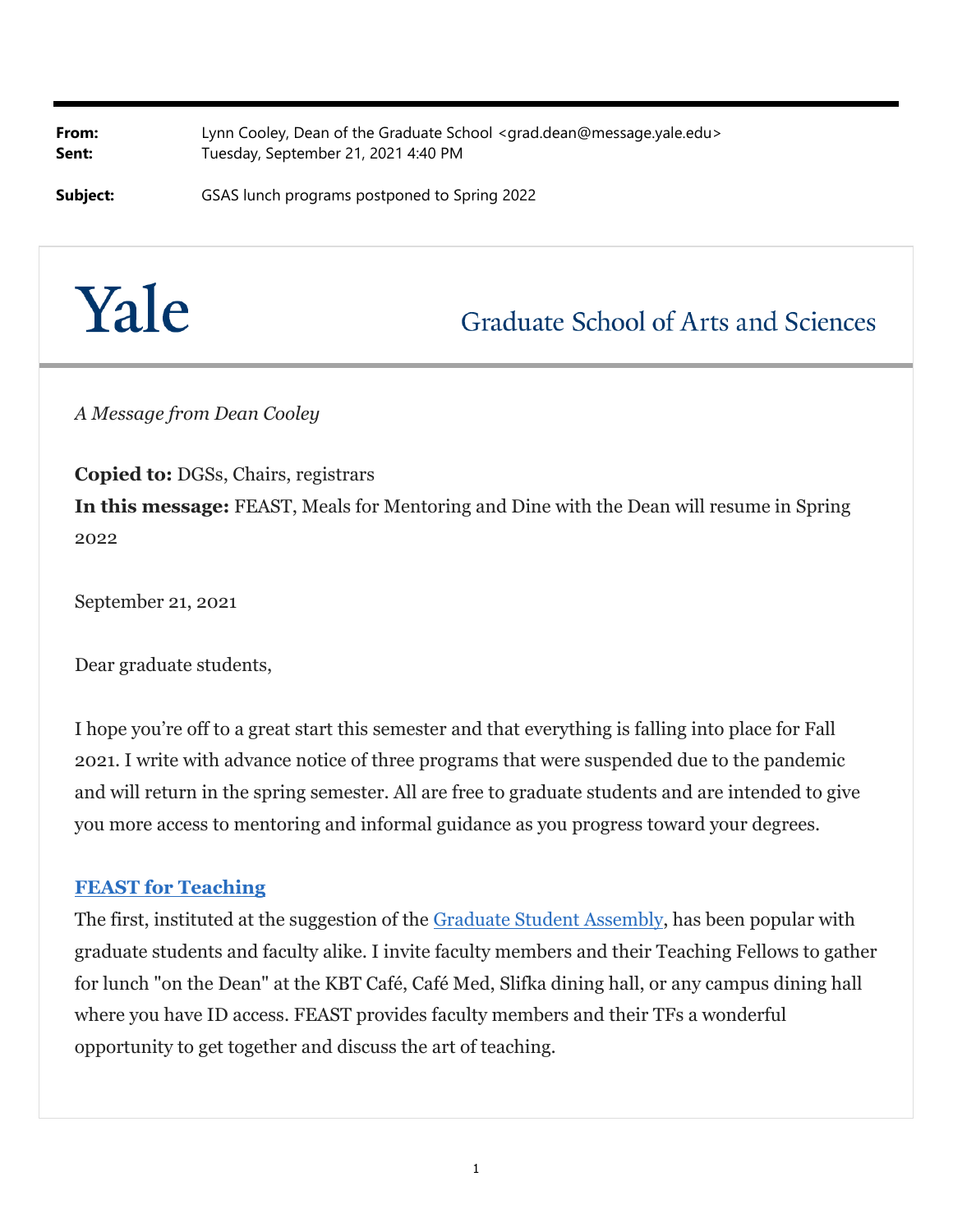**From:** Lynn Cooley, Dean of the Graduate School <grad.dean@message.yale.edu>
**Sent:** Tuesday, September 21, 2021 4:40 PM

**Subject:** GSAS lunch programs postponed to Spring 2022

# Yale

## Graduate School of Arts and Sciences

*A Message from Dean Cooley*

**Copied to:** DGSs, Chairs, registrars
**In this message:** FEAST, Meals for Mentoring and Dine with the Dean will resume in Spring 2022

September 21, 2021

Dear graduate students,

I hope you're off to a great start this semester and that everything is falling into place for Fall 2021. I write with advance notice of three programs that were suspended due to the pandemic and will return in the spring semester. All are free to graduate students and are intended to give you more access to mentoring and informal guidance as you progress toward your degrees.

**FEAST for Teaching**

The first, instituted at the suggestion of the Graduate Student Assembly, has been popular with graduate students and faculty alike. I invite faculty members and their Teaching Fellows to gather for lunch "on the Dean" at the KBT Café, Café Med, Slifka dining hall, or any campus dining hall where you have ID access. FEAST provides faculty members and their TFs a wonderful opportunity to get together and discuss the art of teaching.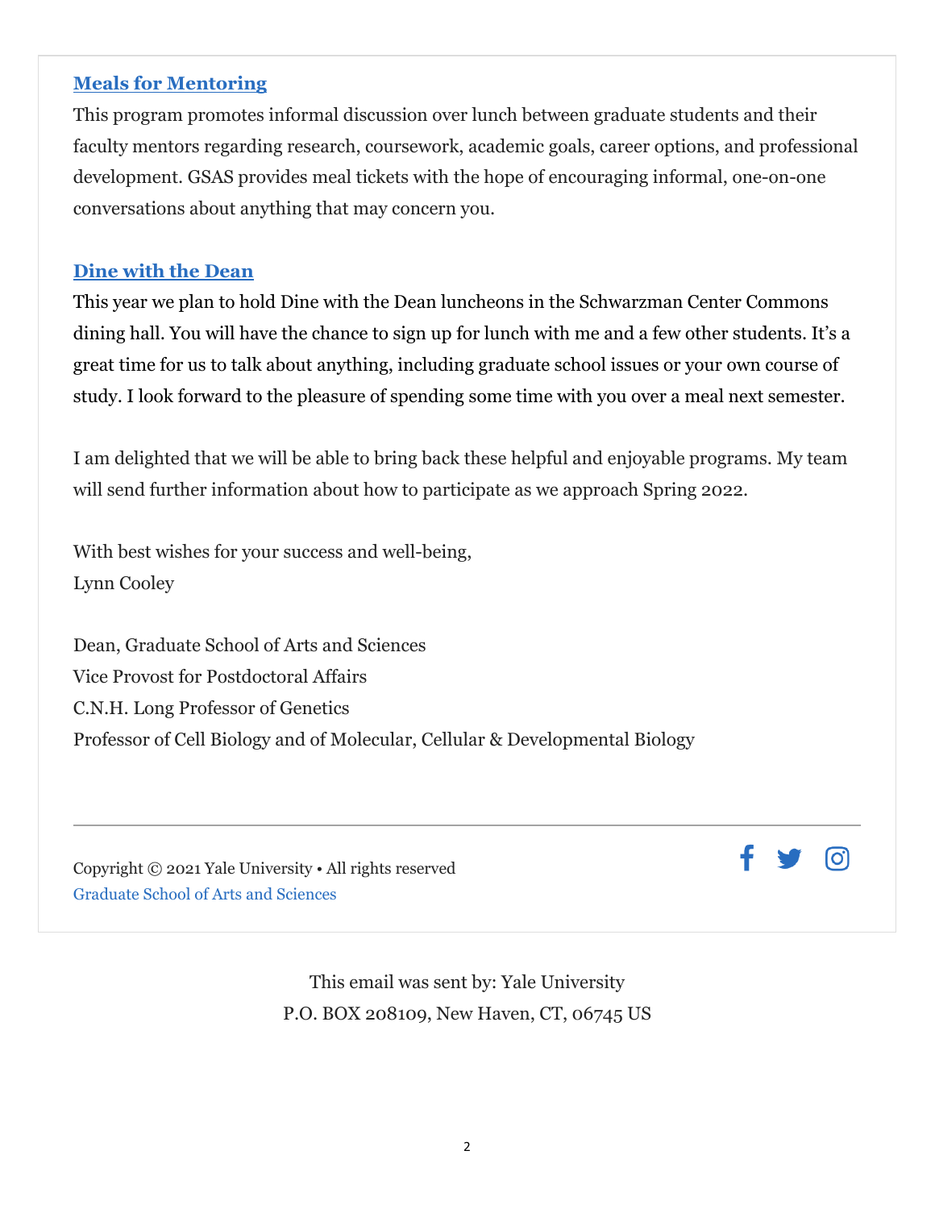### [Meals for Mentoring]

This program promotes informal discussion over lunch between graduate students and their faculty mentors regarding research, coursework, academic goals, career options, and professional development. GSAS provides meal tickets with the hope of encouraging informal, one-on-one conversations about anything that may concern you.

### [Dine with the Dean]

This year we plan to hold Dine with the Dean luncheons in the Schwarzman Center Commons dining hall. You will have the chance to sign up for lunch with me and a few other students. It's a great time for us to talk about anything, including graduate school issues or your own course of study. I look forward to the pleasure of spending some time with you over a meal next semester.

I am delighted that we will be able to bring back these helpful and enjoyable programs. My team will send further information about how to participate as we approach Spring 2022.

With best wishes for your success and well-being,
Lynn Cooley

Dean, Graduate School of Arts and Sciences
Vice Provost for Postdoctoral Affairs
C.N.H. Long Professor of Genetics
Professor of Cell Biology and of Molecular, Cellular & Developmental Biology

---

Copyright © 2021 Yale University • All rights reserved
Graduate School of Arts and Sciences

This email was sent by: Yale University
P.O. BOX 208109, New Haven, CT, 06745 US